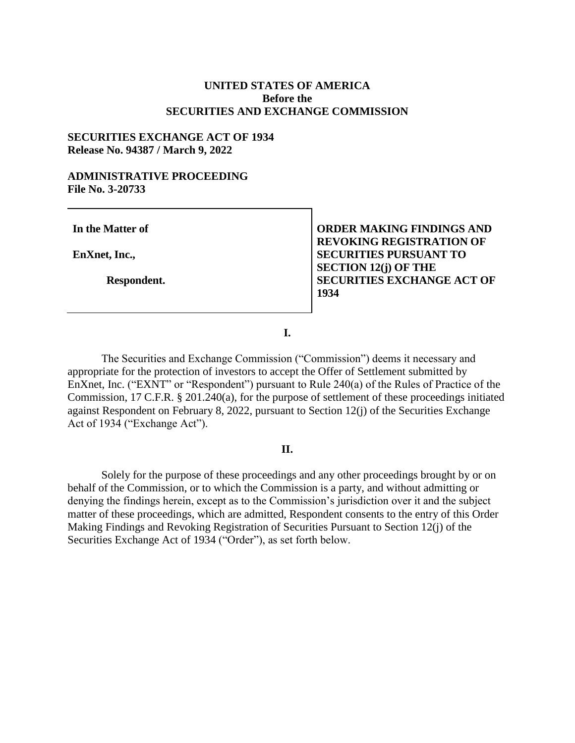**UNITED STATES OF AMERICA**
**Before the**
**SECURITIES AND EXCHANGE COMMISSION**

**SECURITIES EXCHANGE ACT OF 1934**
**Release No. 94387 / March 9, 2022**

**ADMINISTRATIVE PROCEEDING**
**File No. 3-20733**

| | |
|---|---|
| **In the Matter of**<br><br>**EnXnet, Inc.,**<br><br>**Respondent.** | **ORDER MAKING FINDINGS AND REVOKING REGISTRATION OF SECURITIES PURSUANT TO SECTION 12(j) OF THE SECURITIES EXCHANGE ACT OF 1934** |

## I.

The Securities and Exchange Commission ("Commission") deems it necessary and appropriate for the protection of investors to accept the Offer of Settlement submitted by EnXnet, Inc. ("EXNT" or "Respondent") pursuant to Rule 240(a) of the Rules of Practice of the Commission, 17 C.F.R. § 201.240(a), for the purpose of settlement of these proceedings initiated against Respondent on February 8, 2022, pursuant to Section 12(j) of the Securities Exchange Act of 1934 ("Exchange Act").

## II.

Solely for the purpose of these proceedings and any other proceedings brought by or on behalf of the Commission, or to which the Commission is a party, and without admitting or denying the findings herein, except as to the Commission's jurisdiction over it and the subject matter of these proceedings, which are admitted, Respondent consents to the entry of this Order Making Findings and Revoking Registration of Securities Pursuant to Section 12(j) of the Securities Exchange Act of 1934 ("Order"), as set forth below.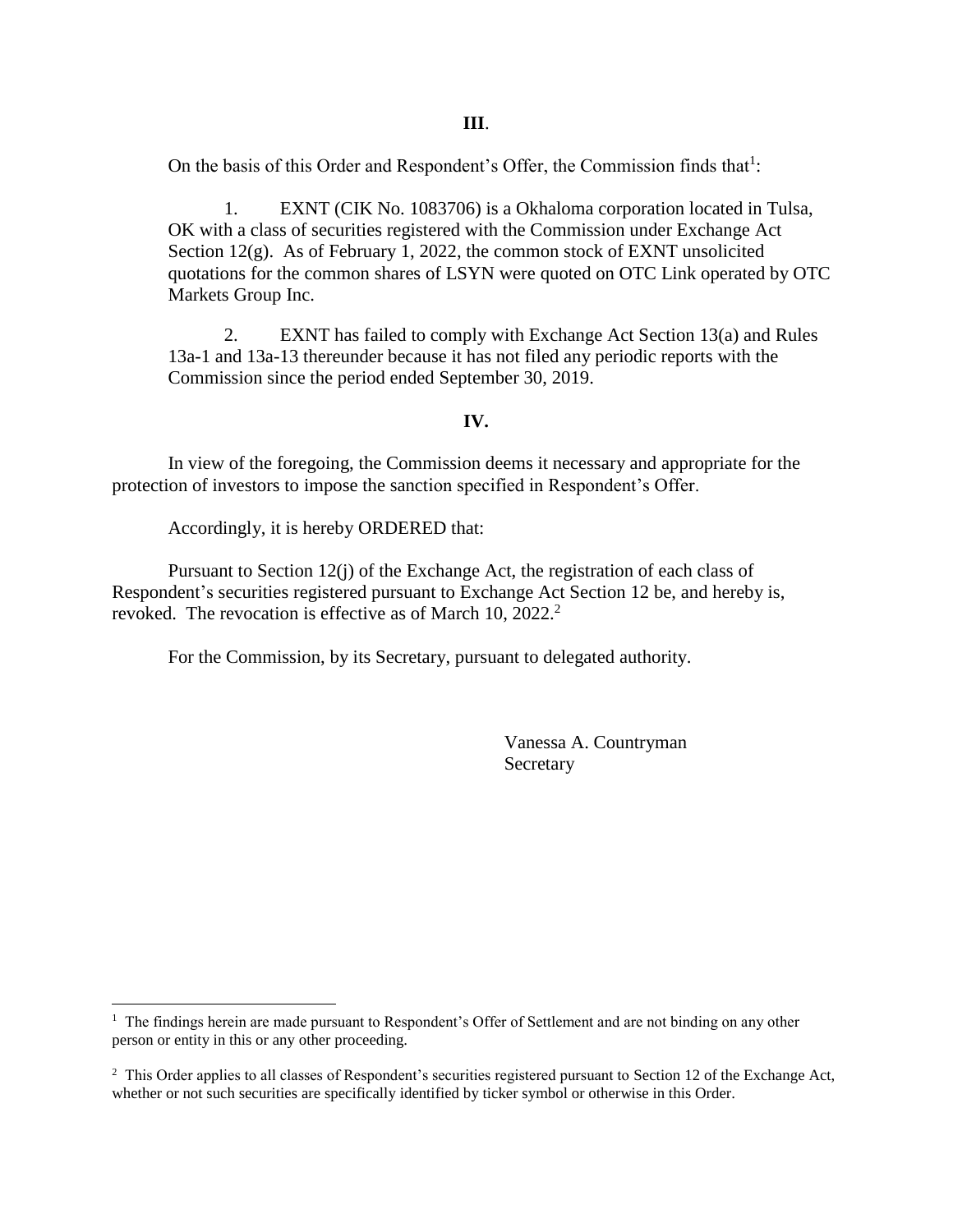## III.

On the basis of this Order and Respondent's Offer, the Commission finds that[1]:

1. EXNT (CIK No. 1083706) is a Okhaloma corporation located in Tulsa, OK with a class of securities registered with the Commission under Exchange Act Section 12(g). As of February 1, 2022, the common stock of EXNT unsolicited quotations for the common shares of LSYN were quoted on OTC Link operated by OTC Markets Group Inc.

2. EXNT has failed to comply with Exchange Act Section 13(a) and Rules 13a-1 and 13a-13 thereunder because it has not filed any periodic reports with the Commission since the period ended September 30, 2019.

## IV.

In view of the foregoing, the Commission deems it necessary and appropriate for the protection of investors to impose the sanction specified in Respondent's Offer.

Accordingly, it is hereby ORDERED that:

Pursuant to Section 12(j) of the Exchange Act, the registration of each class of Respondent's securities registered pursuant to Exchange Act Section 12 be, and hereby is, revoked. The revocation is effective as of March 10, 2022.[2]

For the Commission, by its Secretary, pursuant to delegated authority.

Vanessa A. Countryman
Secretary

---

[1] The findings herein are made pursuant to Respondent's Offer of Settlement and are not binding on any other person or entity in this or any other proceeding.

[2] This Order applies to all classes of Respondent's securities registered pursuant to Section 12 of the Exchange Act, whether or not such securities are specifically identified by ticker symbol or otherwise in this Order.